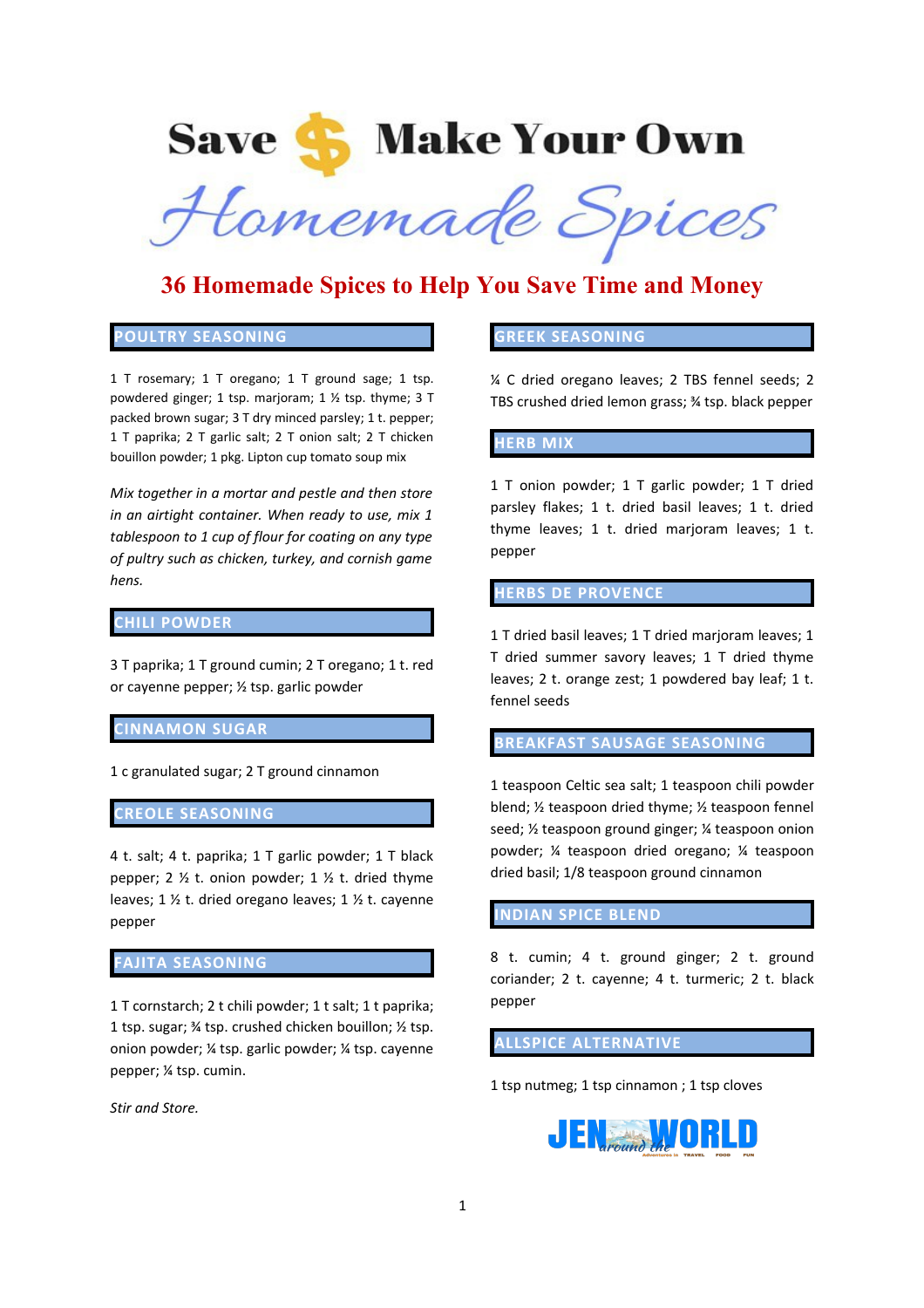# Save $ Make Your Own

# Homemade Spices

## 36 Homemade Spices to Help You Save Time and Money

### POULTRY SEASONING

1 T rosemary; 1 T oregano; 1 T ground sage; 1 tsp. powdered ginger; 1 tsp. marjoram; 1 ½ tsp. thyme; 3 T packed brown sugar; 3 T dry minced parsley; 1 t. pepper; 1 T paprika; 2 T garlic salt; 2 T onion salt; 2 T chicken bouillon powder; 1 pkg. Lipton cup tomato soup mix

*Mix together in a mortar and pestle and then store in an airtight container. When ready to use, mix 1 tablespoon to 1 cup of flour for coating on any type of pultry such as chicken, turkey, and cornish game hens.*

### CHILI POWDER

3 T paprika; 1 T ground cumin; 2 T oregano; 1 t. red or cayenne pepper; ½ tsp. garlic powder

### CINNAMON SUGAR

1 c granulated sugar; 2 T ground cinnamon

### CREOLE SEASONING

4 t. salt; 4 t. paprika; 1 T garlic powder; 1 T black pepper; 2 ½ t. onion powder; 1 ½ t. dried thyme leaves; 1 ½ t. dried oregano leaves; 1 ½ t. cayenne pepper

### FAJITA SEASONING

1 T cornstarch; 2 t chili powder; 1 t salt; 1 t paprika; 1 tsp. sugar; ¾ tsp. crushed chicken bouillon; ½ tsp. onion powder; ¼ tsp. garlic powder; ¼ tsp. cayenne pepper; ¼ tsp. cumin.

*Stir and Store.*

### GREEK SEASONING

¼ C dried oregano leaves; 2 TBS fennel seeds; 2 TBS crushed dried lemon grass; ¾ tsp. black pepper

### HERB MIX

1 T onion powder; 1 T garlic powder; 1 T dried parsley flakes; 1 t. dried basil leaves; 1 t. dried thyme leaves; 1 t. dried marjoram leaves; 1 t. pepper

### HERBS DE PROVENCE

1 T dried basil leaves; 1 T dried marjoram leaves; 1 T dried summer savory leaves; 1 T dried thyme leaves; 2 t. orange zest; 1 powdered bay leaf; 1 t. fennel seeds

### BREAKFAST SAUSAGE SEASONING

1 teaspoon Celtic sea salt; 1 teaspoon chili powder blend; ½ teaspoon dried thyme; ½ teaspoon fennel seed; ½ teaspoon ground ginger; ¼ teaspoon onion powder; ¼ teaspoon dried oregano; ¼ teaspoon dried basil; 1/8 teaspoon ground cinnamon

### INDIAN SPICE BLEND

8 t. cumin; 4 t. ground ginger; 2 t. ground coriander; 2 t. cayenne; 4 t. turmeric; 2 t. black pepper

### ALLSPICE ALTERNATIVE

1 tsp nutmeg; 1 tsp cinnamon ; 1 tsp cloves

JEN around the WORLD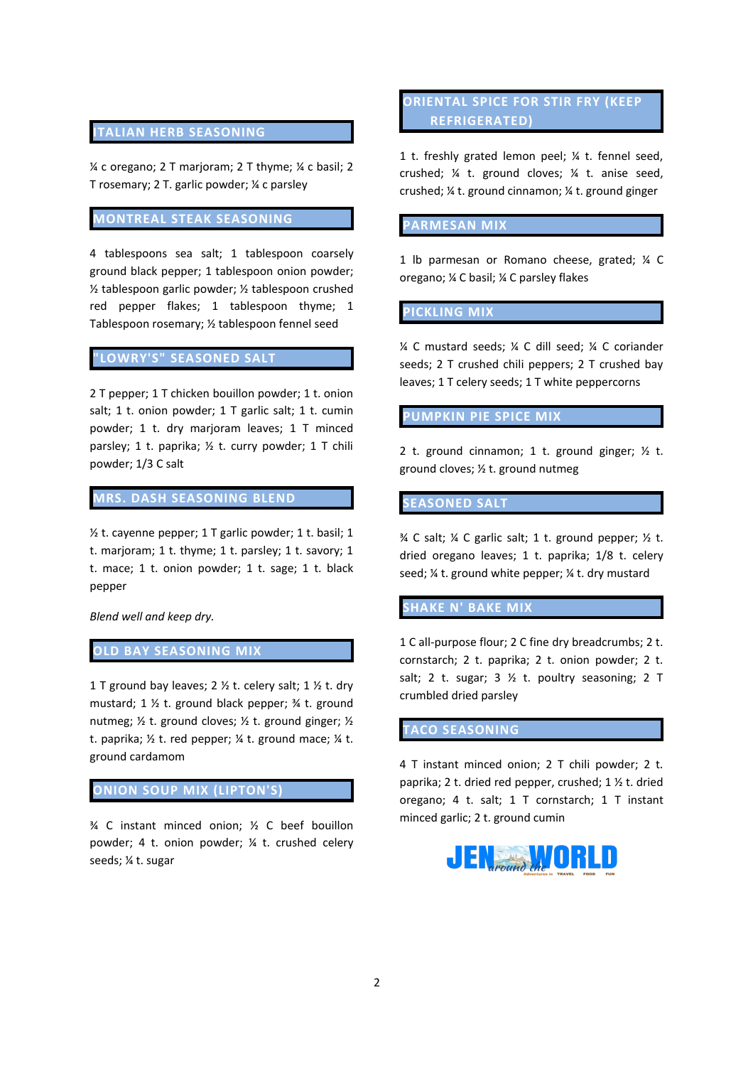## ITALIAN HERB SEASONING

¼ c oregano; 2 T marjoram; 2 T thyme; ¼ c basil; 2 T rosemary; 2 T. garlic powder; ¼ c parsley

## MONTREAL STEAK SEASONING

4 tablespoons sea salt; 1 tablespoon coarsely ground black pepper; 1 tablespoon onion powder; ½ tablespoon garlic powder; ½ tablespoon crushed red pepper flakes; 1 tablespoon thyme; 1 Tablespoon rosemary; ½ tablespoon fennel seed

## "LOWRY'S" SEASONED SALT

2 T pepper; 1 T chicken bouillon powder; 1 t. onion salt; 1 t. onion powder; 1 T garlic salt; 1 t. cumin powder; 1 t. dry marjoram leaves; 1 T minced parsley; 1 t. paprika; ½ t. curry powder; 1 T chili powder; 1/3 C salt

## MRS. DASH SEASONING BLEND

½ t. cayenne pepper; 1 T garlic powder; 1 t. basil; 1 t. marjoram; 1 t. thyme; 1 t. parsley; 1 t. savory; 1 t. mace; 1 t. onion powder; 1 t. sage; 1 t. black pepper

*Blend well and keep dry.*

## OLD BAY SEASONING MIX

1 T ground bay leaves; 2 ½ t. celery salt; 1 ½ t. dry mustard; 1 ½ t. ground black pepper; ¾ t. ground nutmeg; ½ t. ground cloves; ½ t. ground ginger; ½ t. paprika; ½ t. red pepper; ¼ t. ground mace; ¼ t. ground cardamom

## ONION SOUP MIX (LIPTON'S)

¾ C instant minced onion; ½ C beef bouillon powder; 4 t. onion powder; ¼ t. crushed celery seeds; ¼ t. sugar

## ORIENTAL SPICE FOR STIR FRY (KEEP REFRIGERATED)

1 t. freshly grated lemon peel; ¼ t. fennel seed, crushed; ¼ t. ground cloves; ¼ t. anise seed, crushed; ¼ t. ground cinnamon; ¼ t. ground ginger

## PARMESAN MIX

1 lb parmesan or Romano cheese, grated; ¼ C oregano; ¼ C basil; ¼ C parsley flakes

## PICKLING MIX

¼ C mustard seeds; ¼ C dill seed; ¼ C coriander seeds; 2 T crushed chili peppers; 2 T crushed bay leaves; 1 T celery seeds; 1 T white peppercorns

## PUMPKIN PIE SPICE MIX

2 t. ground cinnamon; 1 t. ground ginger; ½ t. ground cloves; ½ t. ground nutmeg

## SEASONED SALT

¾ C salt; ¼ C garlic salt; 1 t. ground pepper; ½ t. dried oregano leaves; 1 t. paprika; 1/8 t. celery seed; ¼ t. ground white pepper; ¼ t. dry mustard

## SHAKE N' BAKE MIX

1 C all-purpose flour; 2 C fine dry breadcrumbs; 2 t. cornstarch; 2 t. paprika; 2 t. onion powder; 2 t. salt; 2 t. sugar; 3 ½ t. poultry seasoning; 2 T crumbled dried parsley

## TACO SEASONING

4 T instant minced onion; 2 T chili powder; 2 t. paprika; 2 t. dried red pepper, crushed; 1 ½ t. dried oregano; 4 t. salt; 1 T cornstarch; 1 T instant minced garlic; 2 t. ground cumin

JEN around the WORLD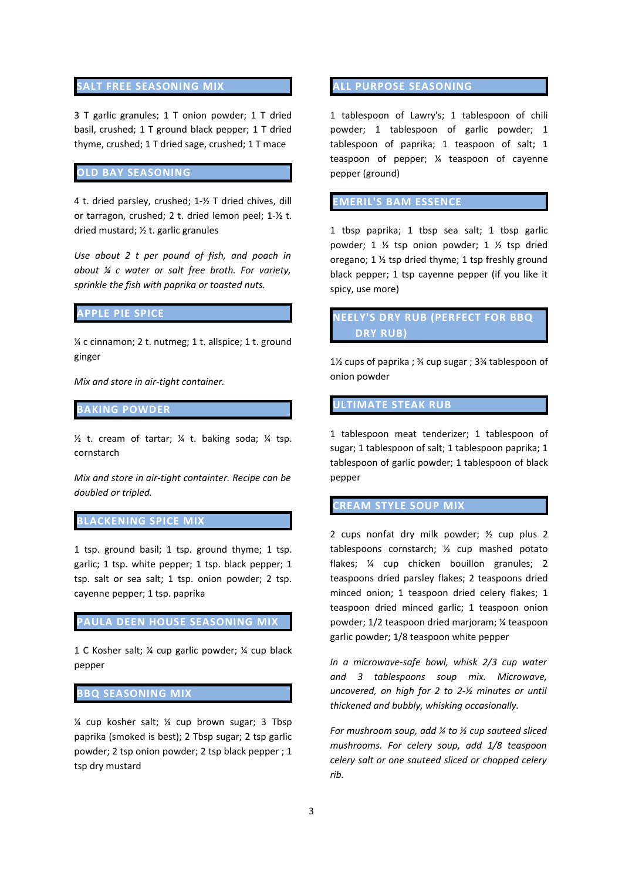## SALT FREE SEASONING MIX

3 T garlic granules; 1 T onion powder; 1 T dried basil, crushed; 1 T ground black pepper; 1 T dried thyme, crushed; 1 T dried sage, crushed; 1 T mace

## OLD BAY SEASONING

4 t. dried parsley, crushed; 1-½ T dried chives, dill or tarragon, crushed; 2 t. dried lemon peel; 1-½ t. dried mustard; ½ t. garlic granules

*Use about 2 t per pound of fish, and poach in about ¼ c water or salt free broth. For variety, sprinkle the fish with paprika or toasted nuts.*

## APPLE PIE SPICE

¼ c cinnamon; 2 t. nutmeg; 1 t. allspice; 1 t. ground ginger

*Mix and store in air-tight container.*

## BAKING POWDER

½ t. cream of tartar; ¼ t. baking soda; ¼ tsp. cornstarch

*Mix and store in air-tight containter. Recipe can be doubled or tripled.*

## BLACKENING SPICE MIX

1 tsp. ground basil; 1 tsp. ground thyme; 1 tsp. garlic; 1 tsp. white pepper; 1 tsp. black pepper; 1 tsp. salt or sea salt; 1 tsp. onion powder; 2 tsp. cayenne pepper; 1 tsp. paprika

## PAULA DEEN HOUSE SEASONING MIX

1 C Kosher salt; ¼ cup garlic powder; ¼ cup black pepper

## BBQ SEASONING MIX

¼ cup kosher salt; ¼ cup brown sugar; 3 Tbsp paprika (smoked is best); 2 Tbsp sugar; 2 tsp garlic powder; 2 tsp onion powder; 2 tsp black pepper ; 1 tsp dry mustard

## ALL PURPOSE SEASONING

1 tablespoon of Lawry's; 1 tablespoon of chili powder; 1 tablespoon of garlic powder; 1 tablespoon of paprika; 1 teaspoon of salt; 1 teaspoon of pepper; ¼ teaspoon of cayenne pepper (ground)

## EMERIL'S BAM ESSENCE

1 tbsp paprika; 1 tbsp sea salt; 1 tbsp garlic powder; 1 ½ tsp onion powder; 1 ½ tsp dried oregano; 1 ½ tsp dried thyme; 1 tsp freshly ground black pepper; 1 tsp cayenne pepper (if you like it spicy, use more)

## NEELY'S DRY RUB (PERFECT FOR BBQ DRY RUB)

1½ cups of paprika ; ¾ cup sugar ; 3¾ tablespoon of onion powder

## ULTIMATE STEAK RUB

1 tablespoon meat tenderizer; 1 tablespoon of sugar; 1 tablespoon of salt; 1 tablespoon paprika; 1 tablespoon of garlic powder; 1 tablespoon of black pepper

## CREAM STYLE SOUP MIX

2 cups nonfat dry milk powder; ½ cup plus 2 tablespoons cornstarch; ½ cup mashed potato flakes; ¼ cup chicken bouillon granules; 2 teaspoons dried parsley flakes; 2 teaspoons dried minced onion; 1 teaspoon dried celery flakes; 1 teaspoon dried minced garlic; 1 teaspoon onion powder; 1/2 teaspoon dried marjoram; ¼ teaspoon garlic powder; 1/8 teaspoon white pepper

*In a microwave-safe bowl, whisk 2/3 cup water and 3 tablespoons soup mix. Microwave, uncovered, on high for 2 to 2-½ minutes or until thickened and bubbly, whisking occasionally.*

*For mushroom soup, add ¼ to ½ cup sauteed sliced mushrooms. For celery soup, add 1/8 teaspoon celery salt or one sauteed sliced or chopped celery rib.*